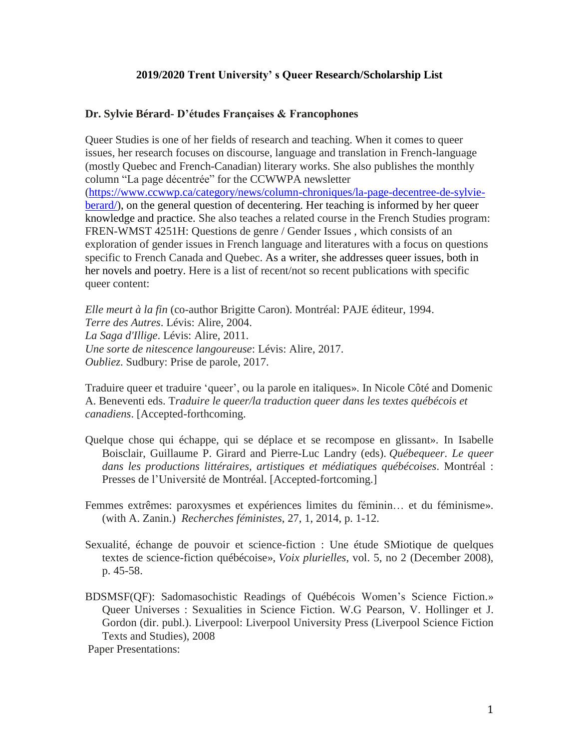# 2019/2020 Trent University' s Queer Research/Scholarship List

## Dr. Sylvie Bérard- D'études Françaises & Francophones

Queer Studies is one of her fields of research and teaching. When it comes to queer issues, her research focuses on discourse, language and translation in French-language (mostly Quebec and French-Canadian) literary works. She also publishes the monthly column "La page décentrée" for the CCWWPA newsletter (https://www.ccwwp.ca/category/news/column-chroniques/la-page-decentree-de-sylvie-berard/), on the general question of decentering. Her teaching is informed by her queer knowledge and practice. She also teaches a related course in the French Studies program: FREN-WMST 4251H: Questions de genre / Gender Issues , which consists of an exploration of gender issues in French language and literatures with a focus on questions specific to French Canada and Quebec. As a writer, she addresses queer issues, both in her novels and poetry. Here is a list of recent/not so recent publications with specific queer content:

*Elle meurt à la fin* (co-author Brigitte Caron). Montréal: PAJE éditeur, 1994.
*Terre des Autres*. Lévis: Alire, 2004.
*La Saga d'Illige*. Lévis: Alire, 2011.
*Une sorte de nitescence langoureuse*: Lévis: Alire, 2017.
*Oubliez*. Sudbury: Prise de parole, 2017.

Traduire queer et traduire 'queer', ou la parole en italiques». In Nicole Côté and Domenic A. Beneventi eds. T*raduire le queer/la traduction queer dans les textes québécois et canadiens*. [Accepted-forthcoming.

Quelque chose qui échappe, qui se déplace et se recompose en glissant». In Isabelle Boisclair, Guillaume P. Girard and Pierre-Luc Landry (eds). *Québequeer*. *Le queer dans les productions littéraires, artistiques et médiatiques québécoises*. Montréal : Presses de l'Université de Montréal. [Accepted-fortcoming.]

Femmes extrêmes: paroxysmes et expériences limites du féminin… et du féminisme». (with A. Zanin.) *Recherches féministes*, 27, 1, 2014, p. 1-12.

Sexualité, échange de pouvoir et science-fiction : Une étude SMiotique de quelques textes de science-fiction québécoise», *Voix plurielles*, vol. 5, no 2 (December 2008), p. 45-58.

BDSMSF(QF): Sadomasochistic Readings of Québécois Women's Science Fiction.» Queer Universes : Sexualities in Science Fiction. W.G Pearson, V. Hollinger et J. Gordon (dir. publ.). Liverpool: Liverpool University Press (Liverpool Science Fiction Texts and Studies), 2008

Paper Presentations: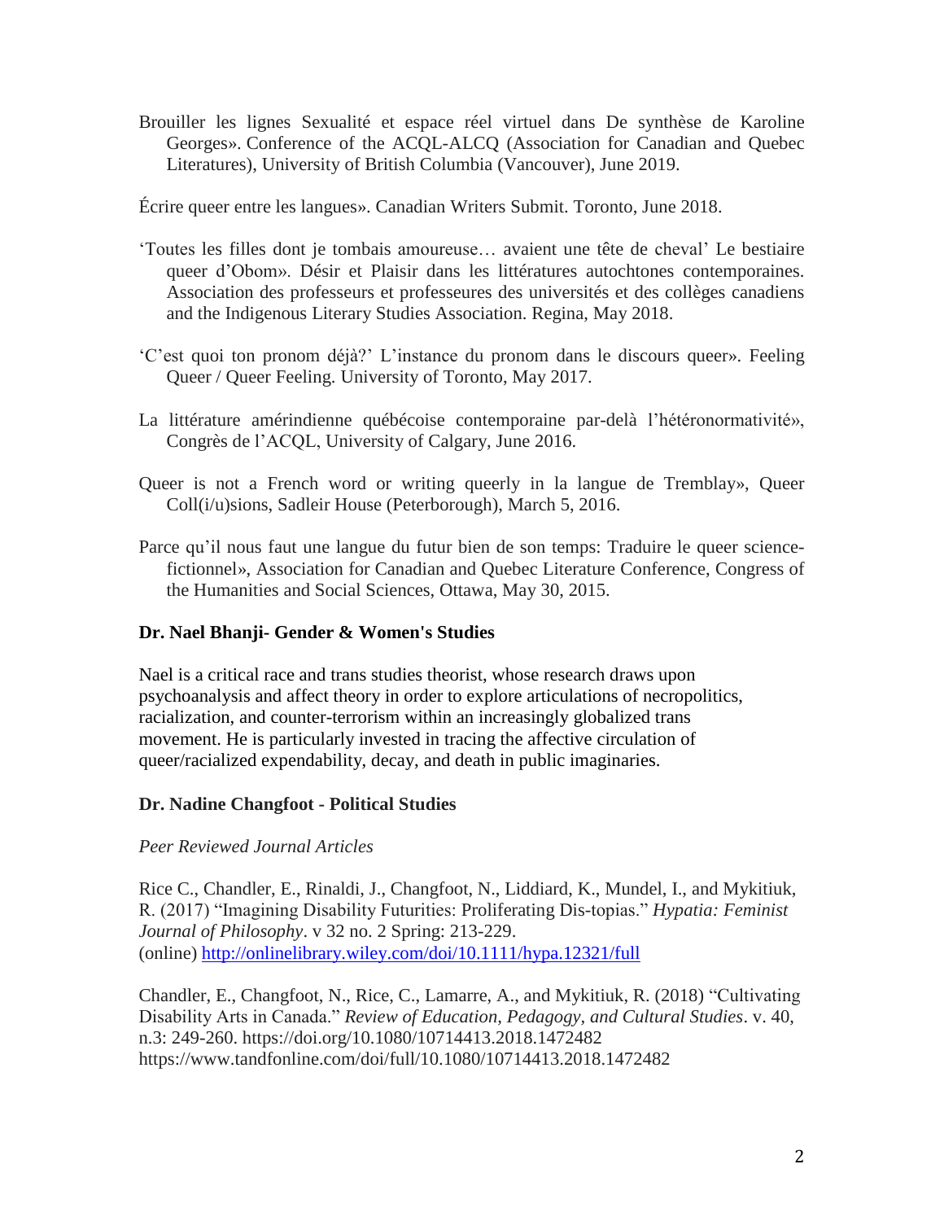Brouiller les lignes Sexualité et espace réel virtuel dans De synthèse de Karoline Georges». Conference of the ACQL-ALCQ (Association for Canadian and Quebec Literatures), University of British Columbia (Vancouver), June 2019.

Écrire queer entre les langues». Canadian Writers Submit. Toronto, June 2018.

'Toutes les filles dont je tombais amoureuse… avaient une tête de cheval' Le bestiaire queer d'Obom». Désir et Plaisir dans les littératures autochtones contemporaines. Association des professeurs et professeures des universités et des collèges canadiens and the Indigenous Literary Studies Association. Regina, May 2018.

'C'est quoi ton pronom déjà?' L'instance du pronom dans le discours queer». Feeling Queer / Queer Feeling. University of Toronto, May 2017.

La littérature amérindienne québécoise contemporaine par-delà l'hétéronormativité», Congrès de l'ACQL, University of Calgary, June 2016.

Queer is not a French word or writing queerly in la langue de Tremblay», Queer Coll(i/u)sions, Sadleir House (Peterborough), March 5, 2016.

Parce qu'il nous faut une langue du futur bien de son temps: Traduire le queer science-fictionnel», Association for Canadian and Quebec Literature Conference, Congress of the Humanities and Social Sciences, Ottawa, May 30, 2015.

**Dr. Nael Bhanji- Gender & Women's Studies**

Nael is a critical race and trans studies theorist, whose research draws upon psychoanalysis and affect theory in order to explore articulations of necropolitics, racialization, and counter-terrorism within an increasingly globalized trans movement. He is particularly invested in tracing the affective circulation of queer/racialized expendability, decay, and death in public imaginaries.

**Dr. Nadine Changfoot - Political Studies**

*Peer Reviewed Journal Articles*

Rice C., Chandler, E., Rinaldi, J., Changfoot, N., Liddiard, K., Mundel, I., and Mykitiuk, R. (2017) "Imagining Disability Futurities: Proliferating Dis-topias." *Hypatia: Feminist Journal of Philosophy*. v 32 no. 2 Spring: 213-229.
(online) http://onlinelibrary.wiley.com/doi/10.1111/hypa.12321/full

Chandler, E., Changfoot, N., Rice, C., Lamarre, A., and Mykitiuk, R. (2018) "Cultivating Disability Arts in Canada." *Review of Education, Pedagogy, and Cultural Studies*. v. 40, n.3: 249-260. https://doi.org/10.1080/10714413.2018.1472482
https://www.tandfonline.com/doi/full/10.1080/10714413.2018.1472482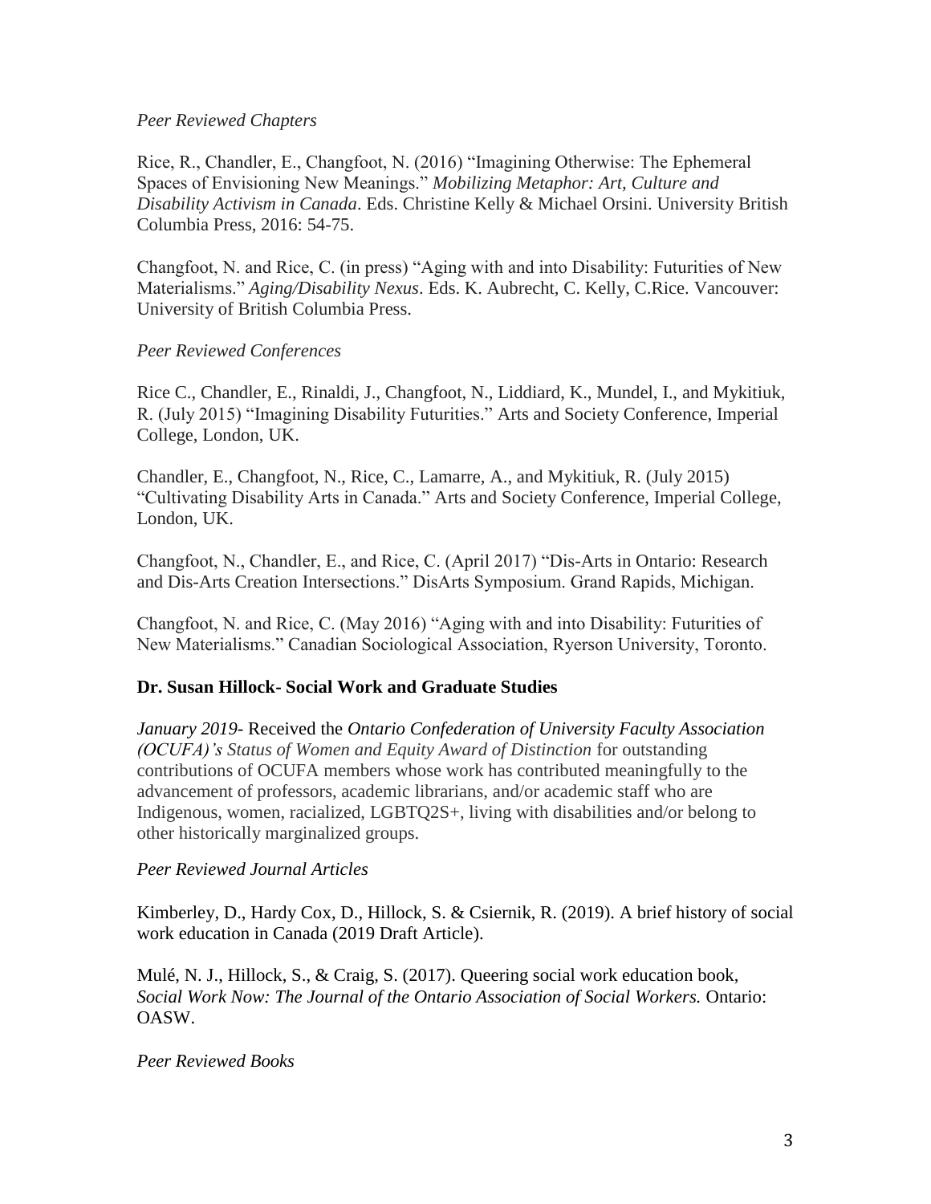*Peer Reviewed Chapters*

Rice, R., Chandler, E., Changfoot, N. (2016) "Imagining Otherwise: The Ephemeral Spaces of Envisioning New Meanings." *Mobilizing Metaphor: Art, Culture and Disability Activism in Canada*. Eds. Christine Kelly & Michael Orsini. University British Columbia Press, 2016: 54-75.

Changfoot, N. and Rice, C. (in press) "Aging with and into Disability: Futurities of New Materialisms." *Aging/Disability Nexus*. Eds. K. Aubrecht, C. Kelly, C.Rice. Vancouver: University of British Columbia Press.

*Peer Reviewed Conferences*

Rice C., Chandler, E., Rinaldi, J., Changfoot, N., Liddiard, K., Mundel, I., and Mykitiuk, R. (July 2015) "Imagining Disability Futurities." Arts and Society Conference, Imperial College, London, UK.

Chandler, E., Changfoot, N., Rice, C., Lamarre, A., and Mykitiuk, R. (July 2015) "Cultivating Disability Arts in Canada." Arts and Society Conference, Imperial College, London, UK.

Changfoot, N., Chandler, E., and Rice, C. (April 2017) "Dis-Arts in Ontario: Research and Dis-Arts Creation Intersections." DisArts Symposium. Grand Rapids, Michigan.

Changfoot, N. and Rice, C. (May 2016) "Aging with and into Disability: Futurities of New Materialisms." Canadian Sociological Association, Ryerson University, Toronto.

**Dr. Susan Hillock- Social Work and Graduate Studies**

*January 2019*- Received the *Ontario Confederation of University Faculty Association (OCUFA)'s Status of Women and Equity Award of Distinction* for outstanding contributions of OCUFA members whose work has contributed meaningfully to the advancement of professors, academic librarians, and/or academic staff who are Indigenous, women, racialized, LGBTQ2S+, living with disabilities and/or belong to other historically marginalized groups.

*Peer Reviewed Journal Articles*

Kimberley, D., Hardy Cox, D., Hillock, S. & Csiernik, R. (2019). A brief history of social work education in Canada (2019 Draft Article).

Mulé, N. J., Hillock, S., & Craig, S. (2017). Queering social work education book, *Social Work Now: The Journal of the Ontario Association of Social Workers.* Ontario: OASW.

*Peer Reviewed Books*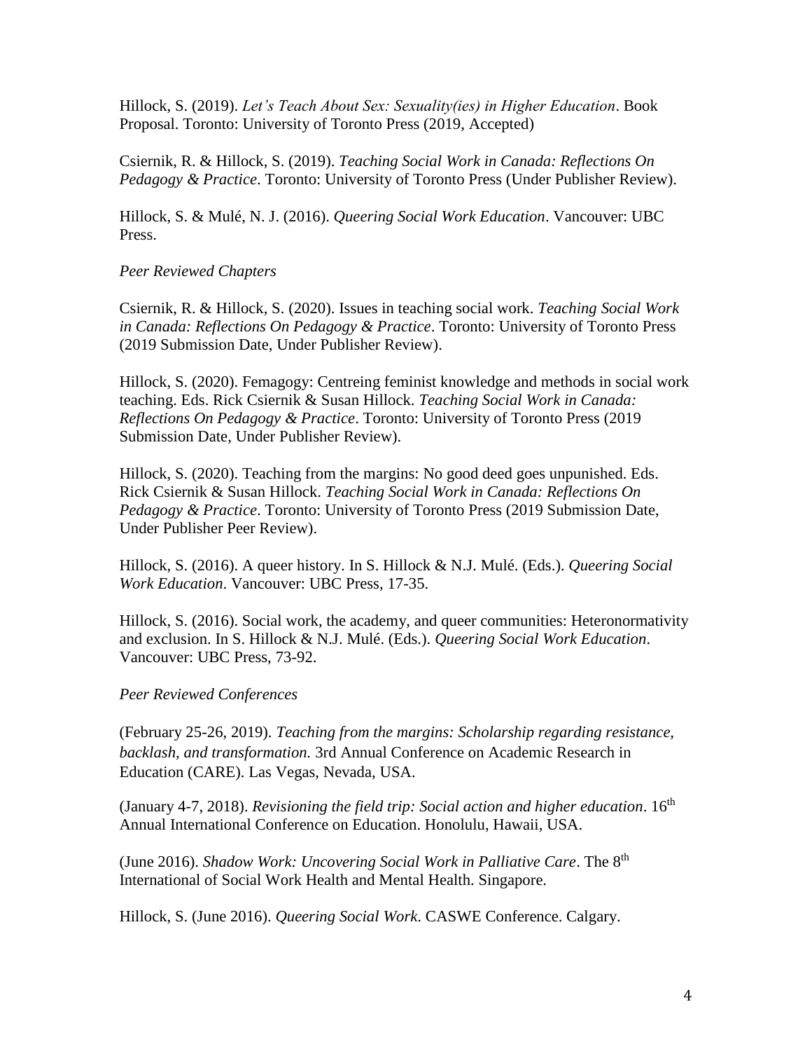Hillock, S. (2019). *Let's Teach About Sex: Sexuality(ies) in Higher Education*. Book Proposal. Toronto: University of Toronto Press (2019, Accepted)

Csiernik, R. & Hillock, S. (2019). *Teaching Social Work in Canada: Reflections On Pedagogy & Practice*. Toronto: University of Toronto Press (Under Publisher Review).

Hillock, S. & Mulé, N. J. (2016). *Queering Social Work Education*. Vancouver: UBC Press.

*Peer Reviewed Chapters*

Csiernik, R. & Hillock, S. (2020). Issues in teaching social work. *Teaching Social Work in Canada: Reflections On Pedagogy & Practice*. Toronto: University of Toronto Press (2019 Submission Date, Under Publisher Review).

Hillock, S. (2020). Femagogy: Centreing feminist knowledge and methods in social work teaching. Eds. Rick Csiernik & Susan Hillock. *Teaching Social Work in Canada: Reflections On Pedagogy & Practice*. Toronto: University of Toronto Press (2019 Submission Date, Under Publisher Review).

Hillock, S. (2020). Teaching from the margins: No good deed goes unpunished. Eds. Rick Csiernik & Susan Hillock. *Teaching Social Work in Canada: Reflections On Pedagogy & Practice*. Toronto: University of Toronto Press (2019 Submission Date, Under Publisher Peer Review).

Hillock, S. (2016). A queer history. In S. Hillock & N.J. Mulé. (Eds.). *Queering Social Work Education*. Vancouver: UBC Press, 17-35.

Hillock, S. (2016). Social work, the academy, and queer communities: Heteronormativity and exclusion. In S. Hillock & N.J. Mulé. (Eds.). *Queering Social Work Education*. Vancouver: UBC Press, 73-92.

*Peer Reviewed Conferences*

(February 25-26, 2019). *Teaching from the margins: Scholarship regarding resistance, backlash, and transformation.* 3rd Annual Conference on Academic Research in Education (CARE). Las Vegas, Nevada, USA.

(January 4-7, 2018). *Revisioning the field trip: Social action and higher education*. 16th Annual International Conference on Education. Honolulu, Hawaii, USA.

(June 2016). *Shadow Work: Uncovering Social Work in Palliative Care*. The 8th International of Social Work Health and Mental Health. Singapore.

Hillock, S. (June 2016). *Queering Social Work*. CASWE Conference. Calgary.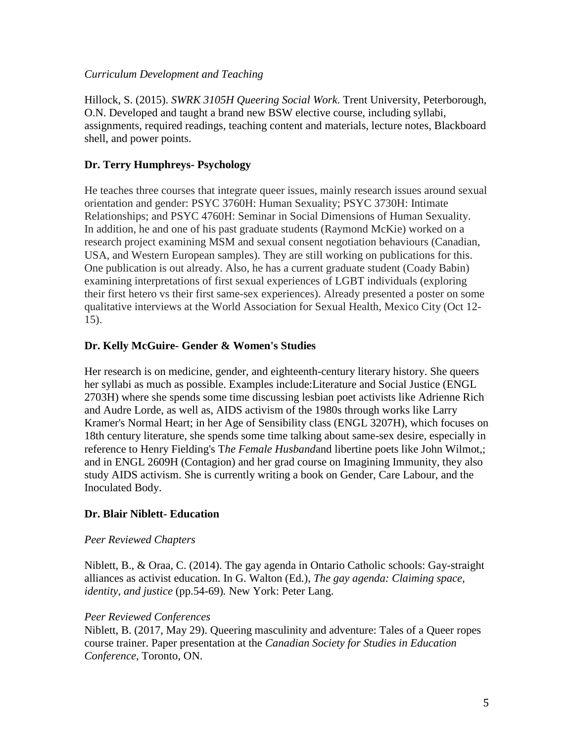*Curriculum Development and Teaching*

Hillock, S. (2015). *SWRK 3105H Queering Social Work*. Trent University, Peterborough, O.N. Developed and taught a brand new BSW elective course, including syllabi, assignments, required readings, teaching content and materials, lecture notes, Blackboard shell, and power points.

**Dr. Terry Humphreys- Psychology**

He teaches three courses that integrate queer issues, mainly research issues around sexual orientation and gender: PSYC 3760H: Human Sexuality; PSYC 3730H: Intimate Relationships; and PSYC 4760H: Seminar in Social Dimensions of Human Sexuality. In addition, he and one of his past graduate students (Raymond McKie) worked on a research project examining MSM and sexual consent negotiation behaviours (Canadian, USA, and Western European samples). They are still working on publications for this. One publication is out already. Also, he has a current graduate student (Coady Babin) examining interpretations of first sexual experiences of LGBT individuals (exploring their first hetero vs their first same-sex experiences). Already presented a poster on some qualitative interviews at the World Association for Sexual Health, Mexico City (Oct 12-15).

**Dr. Kelly McGuire- Gender & Women's Studies**

Her research is on medicine, gender, and eighteenth-century literary history. She queers her syllabi as much as possible. Examples include:Literature and Social Justice (ENGL 2703H) where she spends some time discussing lesbian poet activists like Adrienne Rich and Audre Lorde, as well as, AIDS activism of the 1980s through works like Larry Kramer's Normal Heart; in her Age of Sensibility class (ENGL 3207H), which focuses on 18th century literature, she spends some time talking about same-sex desire, especially in reference to Henry Fielding's T*he Female Husband*and libertine poets like John Wilmot,; and in ENGL 2609H (Contagion) and her grad course on Imagining Immunity, they also study AIDS activism. She is currently writing a book on Gender, Care Labour, and the Inoculated Body.

**Dr. Blair Niblett- Education**

*Peer Reviewed Chapters*

Niblett, B., & Oraa, C. (2014). The gay agenda in Ontario Catholic schools: Gay-straight alliances as activist education. In G. Walton (Ed.), *The gay agenda: Claiming space, identity, and justice* (pp.54-69)*.* New York: Peter Lang.

*Peer Reviewed Conferences*

Niblett, B. (2017, May 29). Queering masculinity and adventure: Tales of a Queer ropes course trainer. Paper presentation at the *Canadian Society for Studies in Education Conference*, Toronto, ON.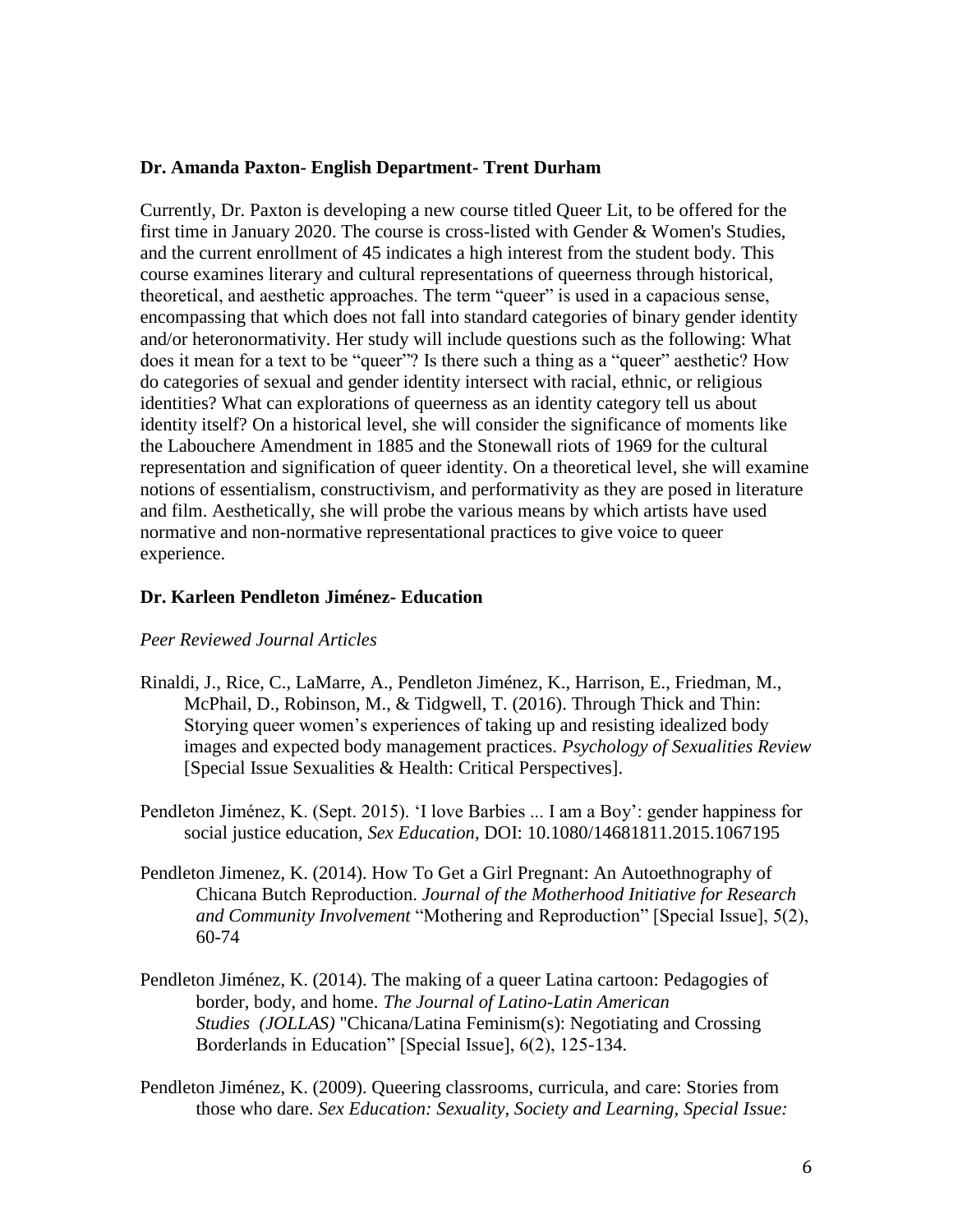**Dr. Amanda Paxton- English Department- Trent Durham**

Currently, Dr. Paxton is developing a new course titled Queer Lit, to be offered for the first time in January 2020. The course is cross-listed with Gender & Women's Studies, and the current enrollment of 45 indicates a high interest from the student body. This course examines literary and cultural representations of queerness through historical, theoretical, and aesthetic approaches. The term "queer" is used in a capacious sense, encompassing that which does not fall into standard categories of binary gender identity and/or heteronormativity. Her study will include questions such as the following: What does it mean for a text to be "queer"? Is there such a thing as a "queer" aesthetic? How do categories of sexual and gender identity intersect with racial, ethnic, or religious identities? What can explorations of queerness as an identity category tell us about identity itself? On a historical level, she will consider the significance of moments like the Labouchere Amendment in 1885 and the Stonewall riots of 1969 for the cultural representation and signification of queer identity. On a theoretical level, she will examine notions of essentialism, constructivism, and performativity as they are posed in literature and film. Aesthetically, she will probe the various means by which artists have used normative and non-normative representational practices to give voice to queer experience.

**Dr. Karleen Pendleton Jiménez- Education**

*Peer Reviewed Journal Articles*

Rinaldi, J., Rice, C., LaMarre, A., Pendleton Jiménez, K., Harrison, E., Friedman, M., McPhail, D., Robinson, M., & Tidgwell, T. (2016). Through Thick and Thin: Storying queer women's experiences of taking up and resisting idealized body images and expected body management practices. *Psychology of Sexualities Review* [Special Issue Sexualities & Health: Critical Perspectives].

Pendleton Jiménez, K. (Sept. 2015). 'I love Barbies ... I am a Boy': gender happiness for social justice education, *Sex Education*, DOI: 10.1080/14681811.2015.1067195

Pendleton Jimenez, K. (2014). How To Get a Girl Pregnant: An Autoethnography of Chicana Butch Reproduction. *Journal of the Motherhood Initiative for Research and Community Involvement* "Mothering and Reproduction" [Special Issue], 5(2), 60-74

Pendleton Jiménez, K. (2014). The making of a queer Latina cartoon: Pedagogies of border, body, and home. *The Journal of Latino-Latin American Studies (JOLLAS)* "Chicana/Latina Feminism(s): Negotiating and Crossing Borderlands in Education" [Special Issue], 6(2), 125-134.

Pendleton Jiménez, K. (2009). Queering classrooms, curricula, and care: Stories from those who dare. *Sex Education: Sexuality, Society and Learning, Special Issue:*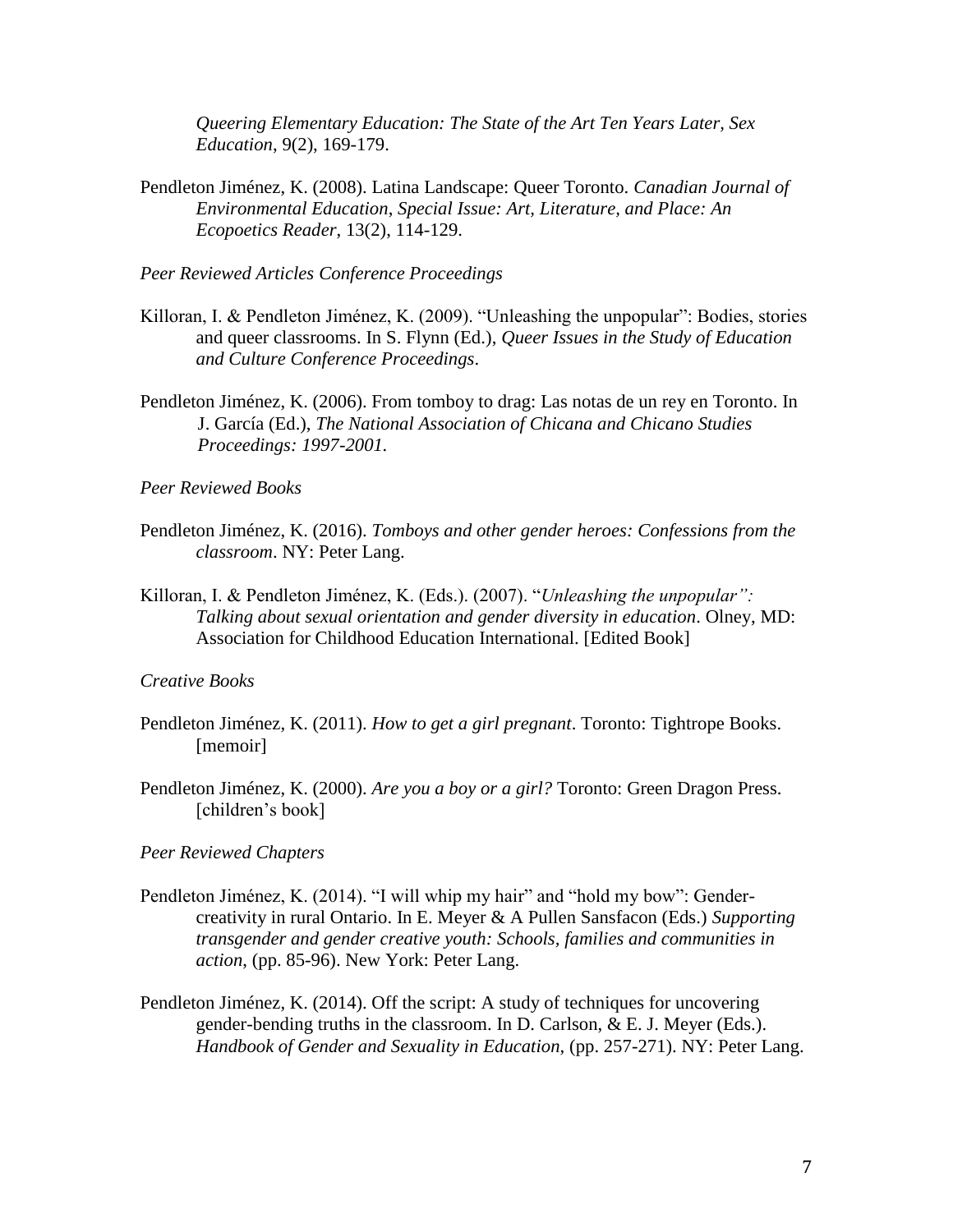*Queering Elementary Education: The State of the Art Ten Years Later, Sex Education*, 9(2), 169-179.

Pendleton Jiménez, K. (2008). Latina Landscape: Queer Toronto. *Canadian Journal of Environmental Education, Special Issue: Art, Literature, and Place: An Ecopoetics Reader*, 13(2), 114-129.

*Peer Reviewed Articles Conference Proceedings*

Killoran, I. & Pendleton Jiménez, K. (2009). "Unleashing the unpopular": Bodies, stories and queer classrooms. In S. Flynn (Ed.), *Queer Issues in the Study of Education and Culture Conference Proceedings*.

Pendleton Jiménez, K. (2006). From tomboy to drag: Las notas de un rey en Toronto. In J. García (Ed.), *The National Association of Chicana and Chicano Studies Proceedings: 1997-2001*.

*Peer Reviewed Books*

Pendleton Jiménez, K. (2016). *Tomboys and other gender heroes: Confessions from the classroom*. NY: Peter Lang.

Killoran, I. & Pendleton Jiménez, K. (Eds.). (2007). "*Unleashing the unpopular": Talking about sexual orientation and gender diversity in education*. Olney, MD: Association for Childhood Education International. [Edited Book]

*Creative Books*

Pendleton Jiménez, K. (2011). *How to get a girl pregnant*. Toronto: Tightrope Books. [memoir]

Pendleton Jiménez, K. (2000). *Are you a boy or a girl?* Toronto: Green Dragon Press. [children's book]

*Peer Reviewed Chapters*

Pendleton Jiménez, K. (2014). "I will whip my hair" and "hold my bow": Gender-creativity in rural Ontario. In E. Meyer & A Pullen Sansfacon (Eds.) *Supporting transgender and gender creative youth: Schools, families and communities in action*, (pp. 85-96). New York: Peter Lang.

Pendleton Jiménez, K. (2014). Off the script: A study of techniques for uncovering gender-bending truths in the classroom. In D. Carlson, & E. J. Meyer (Eds.). *Handbook of Gender and Sexuality in Education*, (pp. 257-271). NY: Peter Lang.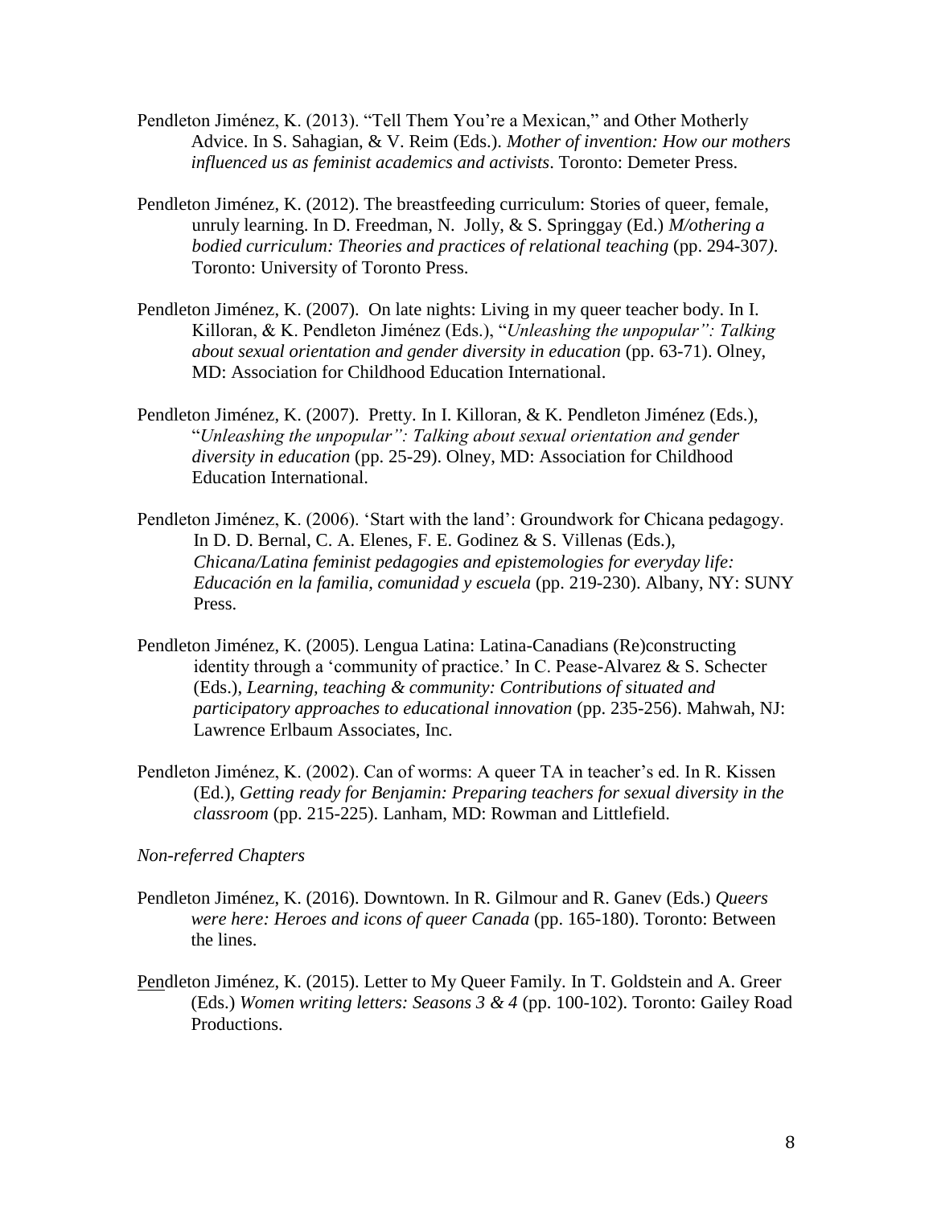Pendleton Jiménez, K. (2013). "Tell Them You're a Mexican," and Other Motherly Advice. In S. Sahagian, & V. Reim (Eds.). *Mother of invention: How our mothers influenced us as feminist academics and activists*. Toronto: Demeter Press.

Pendleton Jiménez, K. (2012). The breastfeeding curriculum: Stories of queer, female, unruly learning. In D. Freedman, N. Jolly, & S. Springgay (Ed.) *M/othering a bodied curriculum: Theories and practices of relational teaching* (pp. 294-307*)*. Toronto: University of Toronto Press.

Pendleton Jiménez, K. (2007). On late nights: Living in my queer teacher body. In I. Killoran, & K. Pendleton Jiménez (Eds.), "*Unleashing the unpopular": Talking about sexual orientation and gender diversity in education* (pp. 63-71). Olney, MD: Association for Childhood Education International.

Pendleton Jiménez, K. (2007). Pretty. In I. Killoran, & K. Pendleton Jiménez (Eds.), "*Unleashing the unpopular": Talking about sexual orientation and gender diversity in education* (pp. 25-29). Olney, MD: Association for Childhood Education International.

Pendleton Jiménez, K. (2006). 'Start with the land': Groundwork for Chicana pedagogy. In D. D. Bernal, C. A. Elenes, F. E. Godinez & S. Villenas (Eds.), *Chicana/Latina feminist pedagogies and epistemologies for everyday life: Educación en la familia, comunidad y escuela* (pp. 219-230). Albany, NY: SUNY Press.

Pendleton Jiménez, K. (2005). Lengua Latina: Latina-Canadians (Re)constructing identity through a 'community of practice.' In C. Pease-Alvarez & S. Schecter (Eds.), *Learning, teaching & community: Contributions of situated and participatory approaches to educational innovation* (pp. 235-256). Mahwah, NJ: Lawrence Erlbaum Associates, Inc.

Pendleton Jiménez, K. (2002). Can of worms: A queer TA in teacher's ed. In R. Kissen (Ed.), *Getting ready for Benjamin: Preparing teachers for sexual diversity in the classroom* (pp. 215-225). Lanham, MD: Rowman and Littlefield.

*Non-referred Chapters*

Pendleton Jiménez, K. (2016). Downtown. In R. Gilmour and R. Ganev (Eds.) *Queers were here: Heroes and icons of queer Canada* (pp. 165-180). Toronto: Between the lines.

Pendleton Jiménez, K. (2015). Letter to My Queer Family. In T. Goldstein and A. Greer (Eds.) *Women writing letters: Seasons 3 & 4* (pp. 100-102). Toronto: Gailey Road Productions.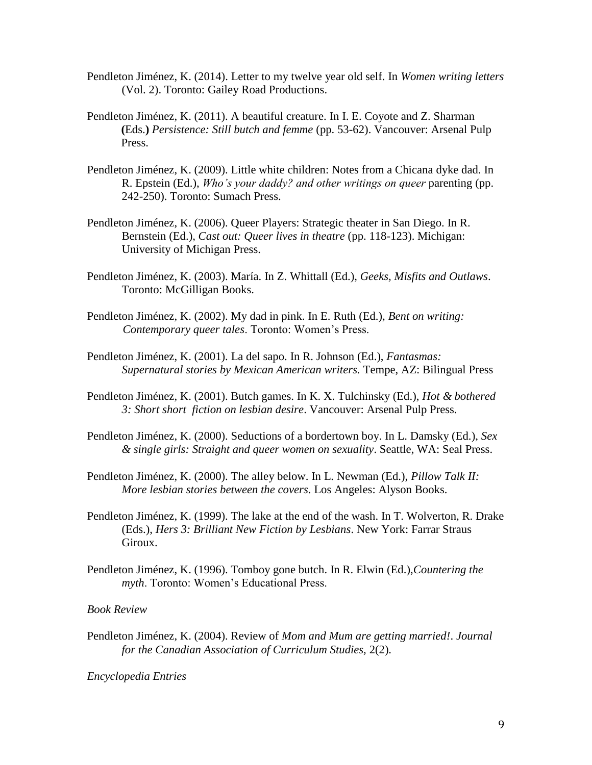Pendleton Jiménez, K. (2014). Letter to my twelve year old self. In *Women writing letters* (Vol. 2). Toronto: Gailey Road Productions.

Pendleton Jiménez, K. (2011). A beautiful creature. In I. E. Coyote and Z. Sharman **(**Eds.**)** *Persistence: Still butch and femme* (pp. 53-62). Vancouver: Arsenal Pulp Press.

Pendleton Jiménez, K. (2009). Little white children: Notes from a Chicana dyke dad. In R. Epstein (Ed.), *Who's your daddy? and other writings on queer* parenting (pp. 242-250). Toronto: Sumach Press.

Pendleton Jiménez, K. (2006). Queer Players: Strategic theater in San Diego. In R. Bernstein (Ed.), *Cast out: Queer lives in theatre* (pp. 118-123). Michigan: University of Michigan Press.

Pendleton Jiménez, K. (2003). María. In Z. Whittall (Ed.), *Geeks, Misfits and Outlaws*. Toronto: McGilligan Books.

Pendleton Jiménez, K. (2002). My dad in pink. In E. Ruth (Ed.), *Bent on writing: Contemporary queer tales*. Toronto: Women's Press.

Pendleton Jiménez, K. (2001). La del sapo. In R. Johnson (Ed.), *Fantasmas: Supernatural stories by Mexican American writers.* Tempe, AZ: Bilingual Press

Pendleton Jiménez, K. (2001). Butch games. In K. X. Tulchinsky (Ed.), *Hot & bothered 3: Short short fiction on lesbian desire*. Vancouver: Arsenal Pulp Press.

Pendleton Jiménez, K. (2000). Seductions of a bordertown boy. In L. Damsky (Ed.), *Sex & single girls: Straight and queer women on sexuality*. Seattle, WA: Seal Press.

Pendleton Jiménez, K. (2000). The alley below. In L. Newman (Ed.), *Pillow Talk II: More lesbian stories between the covers*. Los Angeles: Alyson Books.

Pendleton Jiménez, K. (1999). The lake at the end of the wash. In T. Wolverton, R. Drake (Eds.), *Hers 3: Brilliant New Fiction by Lesbians*. New York: Farrar Straus Giroux.

Pendleton Jiménez, K. (1996). Tomboy gone butch. In R. Elwin (Ed.),*Countering the myth*. Toronto: Women's Educational Press.

*Book Review*

Pendleton Jiménez, K. (2004). Review of *Mom and Mum are getting married!*. *Journal for the Canadian Association of Curriculum Studies,* 2(2).

*Encyclopedia Entries*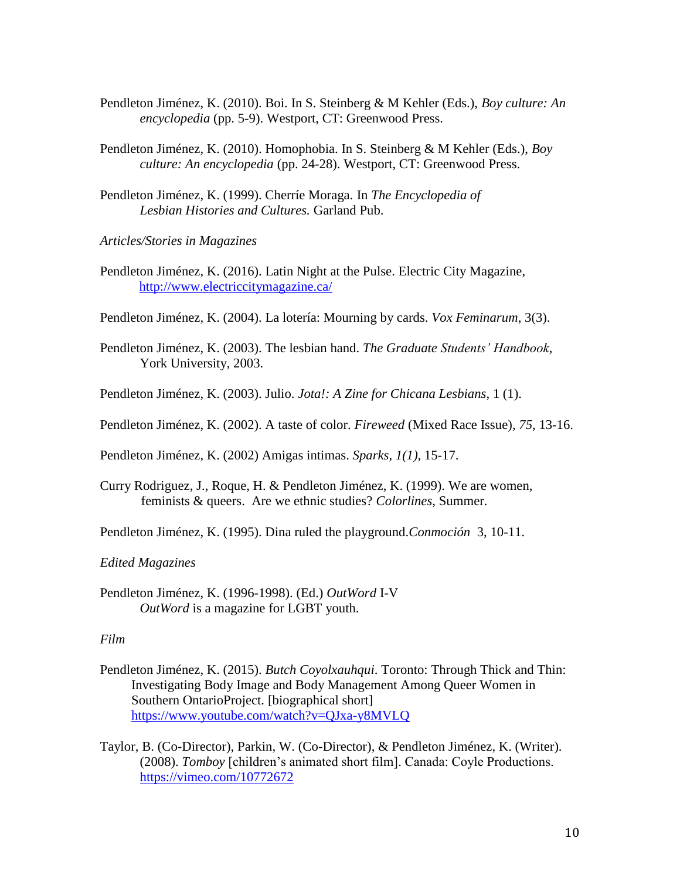Pendleton Jiménez, K. (2010). Boi. In S. Steinberg & M Kehler (Eds.), *Boy culture: An encyclopedia* (pp. 5-9). Westport, CT: Greenwood Press.

Pendleton Jiménez, K. (2010). Homophobia. In S. Steinberg & M Kehler (Eds.), *Boy culture: An encyclopedia* (pp. 24-28). Westport, CT: Greenwood Press.

Pendleton Jiménez, K. (1999). Cherríe Moraga. In *The Encyclopedia of Lesbian Histories and Cultures.* Garland Pub.

*Articles/Stories in Magazines*

Pendleton Jiménez, K. (2016). Latin Night at the Pulse. Electric City Magazine, http://www.electriccitymagazine.ca/

Pendleton Jiménez, K. (2004). La lotería: Mourning by cards. *Vox Feminarum*, 3(3).

Pendleton Jiménez, K. (2003). The lesbian hand. *The Graduate Students' Handbook*, York University, 2003.

Pendleton Jiménez, K. (2003). Julio. *Jota!: A Zine for Chicana Lesbians*, 1 (1).

Pendleton Jiménez, K. (2002). A taste of color. *Fireweed* (Mixed Race Issue), *75,* 13-16.

Pendleton Jiménez, K. (2002) Amigas intimas. *Sparks, 1(1)*, 15-17.

Curry Rodriguez, J., Roque, H. & Pendleton Jiménez, K. (1999). We are women, feminists & queers. Are we ethnic studies? *Colorlines*, Summer.

Pendleton Jiménez, K. (1995). Dina ruled the playground.*Conmoción* 3, 10-11.

*Edited Magazines*

Pendleton Jiménez, K. (1996-1998). (Ed.) *OutWord* I-V
*OutWord* is a magazine for LGBT youth.

*Film*

Pendleton Jiménez, K. (2015). *Butch Coyolxauhqui*. Toronto: Through Thick and Thin: Investigating Body Image and Body Management Among Queer Women in Southern OntarioProject. [biographical short] https://www.youtube.com/watch?v=QJxa-y8MVLQ

Taylor, B. (Co-Director), Parkin, W. (Co-Director), & Pendleton Jiménez, K. (Writer). (2008). *Tomboy* [children's animated short film]. Canada: Coyle Productions. https://vimeo.com/10772672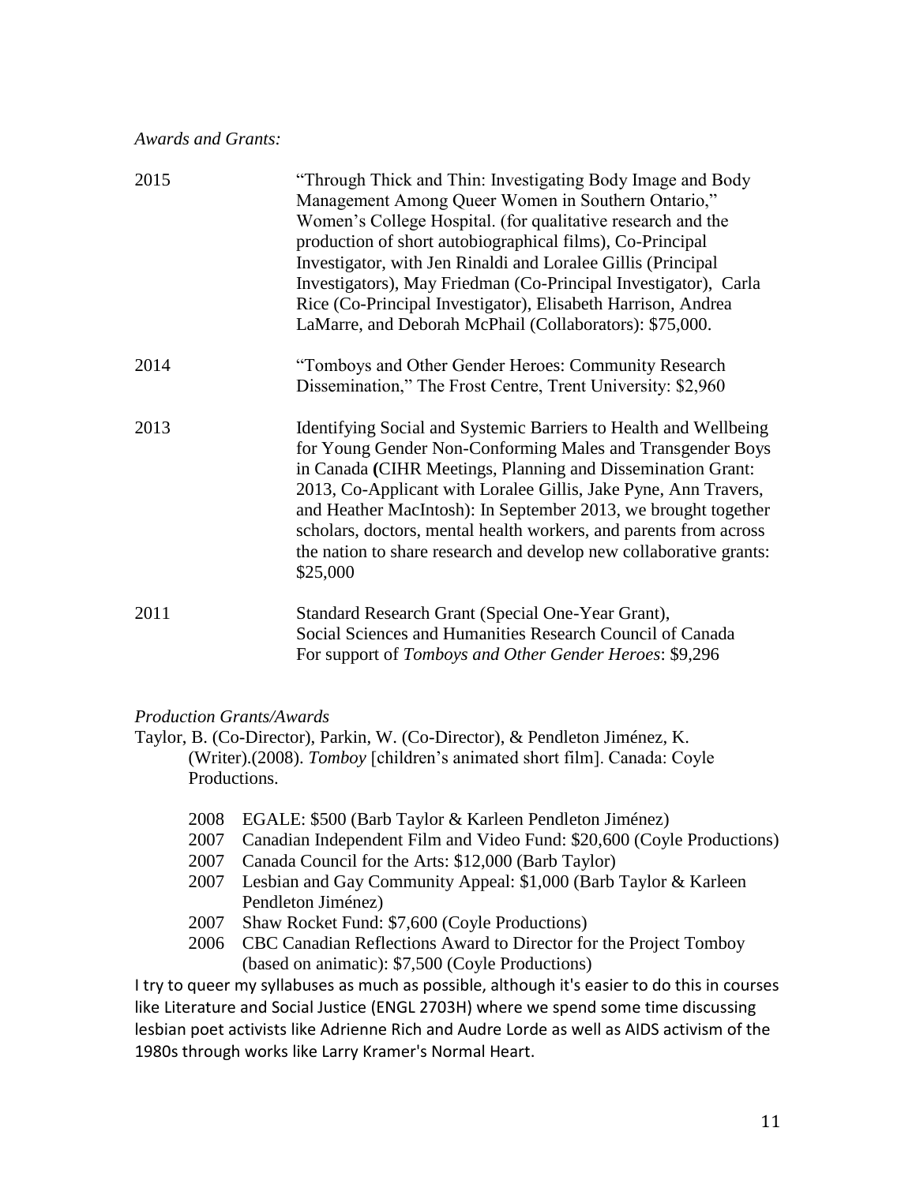*Awards and Grants:*

2015 "Through Thick and Thin: Investigating Body Image and Body Management Among Queer Women in Southern Ontario," Women's College Hospital. (for qualitative research and the production of short autobiographical films), Co-Principal Investigator, with Jen Rinaldi and Loralee Gillis (Principal Investigators), May Friedman (Co-Principal Investigator), Carla Rice (Co-Principal Investigator), Elisabeth Harrison, Andrea LaMarre, and Deborah McPhail (Collaborators): $75,000.

2014 "Tomboys and Other Gender Heroes: Community Research Dissemination," The Frost Centre, Trent University: $2,960

2013 Identifying Social and Systemic Barriers to Health and Wellbeing for Young Gender Non-Conforming Males and Transgender Boys in Canada **(**CIHR Meetings, Planning and Dissemination Grant: 2013, Co-Applicant with Loralee Gillis, Jake Pyne, Ann Travers, and Heather MacIntosh): In September 2013, we brought together scholars, doctors, mental health workers, and parents from across the nation to share research and develop new collaborative grants: $25,000

2011 Standard Research Grant (Special One-Year Grant), Social Sciences and Humanities Research Council of Canada For support of *Tomboys and Other Gender Heroes*: $9,296

*Production Grants/Awards*

Taylor, B. (Co-Director), Parkin, W. (Co-Director), & Pendleton Jiménez, K. (Writer).(2008). *Tomboy* [children's animated short film]. Canada: Coyle Productions.

- 2008 EGALE: $500 (Barb Taylor & Karleen Pendleton Jiménez)
- 2007 Canadian Independent Film and Video Fund: $20,600 (Coyle Productions)
- 2007 Canada Council for the Arts: $12,000 (Barb Taylor)
- 2007 Lesbian and Gay Community Appeal: $1,000 (Barb Taylor & Karleen Pendleton Jiménez)
- 2007 Shaw Rocket Fund: $7,600 (Coyle Productions)
- 2006 CBC Canadian Reflections Award to Director for the Project Tomboy (based on animatic): $7,500 (Coyle Productions)

I try to queer my syllabuses as much as possible, although it's easier to do this in courses like Literature and Social Justice (ENGL 2703H) where we spend some time discussing lesbian poet activists like Adrienne Rich and Audre Lorde as well as AIDS activism of the 1980s through works like Larry Kramer's Normal Heart.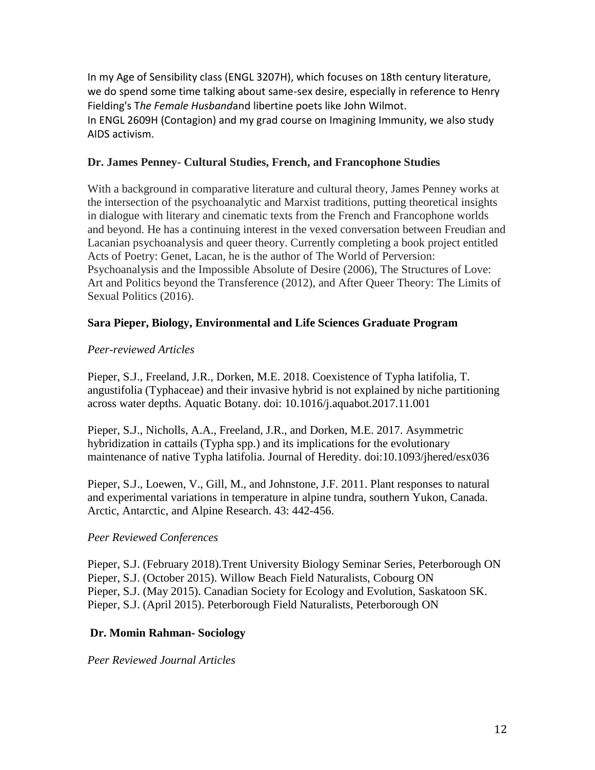In my Age of Sensibility class (ENGL 3207H), which focuses on 18th century literature, we do spend some time talking about same-sex desire, especially in reference to Henry Fielding's T*he Female Husband*and libertine poets like John Wilmot.
In ENGL 2609H (Contagion) and my grad course on Imagining Immunity, we also study AIDS activism.

### Dr. James Penney- Cultural Studies, French, and Francophone Studies

With a background in comparative literature and cultural theory, James Penney works at the intersection of the psychoanalytic and Marxist traditions, putting theoretical insights in dialogue with literary and cinematic texts from the French and Francophone worlds and beyond. He has a continuing interest in the vexed conversation between Freudian and Lacanian psychoanalysis and queer theory. Currently completing a book project entitled Acts of Poetry: Genet, Lacan, he is the author of The World of Perversion: Psychoanalysis and the Impossible Absolute of Desire (2006), The Structures of Love: Art and Politics beyond the Transference (2012), and After Queer Theory: The Limits of Sexual Politics (2016).

### Sara Pieper, Biology, Environmental and Life Sciences Graduate Program

*Peer-reviewed Articles*

Pieper, S.J., Freeland, J.R., Dorken, M.E. 2018. Coexistence of Typha latifolia, T. angustifolia (Typhaceae) and their invasive hybrid is not explained by niche partitioning across water depths. Aquatic Botany. doi: 10.1016/j.aquabot.2017.11.001

Pieper, S.J., Nicholls, A.A., Freeland, J.R., and Dorken, M.E. 2017. Asymmetric hybridization in cattails (Typha spp.) and its implications for the evolutionary maintenance of native Typha latifolia. Journal of Heredity. doi:10.1093/jhered/esx036

Pieper, S.J., Loewen, V., Gill, M., and Johnstone, J.F. 2011. Plant responses to natural and experimental variations in temperature in alpine tundra, southern Yukon, Canada. Arctic, Antarctic, and Alpine Research. 43: 442-456.

*Peer Reviewed Conferences*

Pieper, S.J. (February 2018).Trent University Biology Seminar Series, Peterborough ON
Pieper, S.J. (October 2015). Willow Beach Field Naturalists, Cobourg ON
Pieper, S.J. (May 2015). Canadian Society for Ecology and Evolution, Saskatoon SK.
Pieper, S.J. (April 2015). Peterborough Field Naturalists, Peterborough ON

### Dr. Momin Rahman- Sociology

*Peer Reviewed Journal Articles*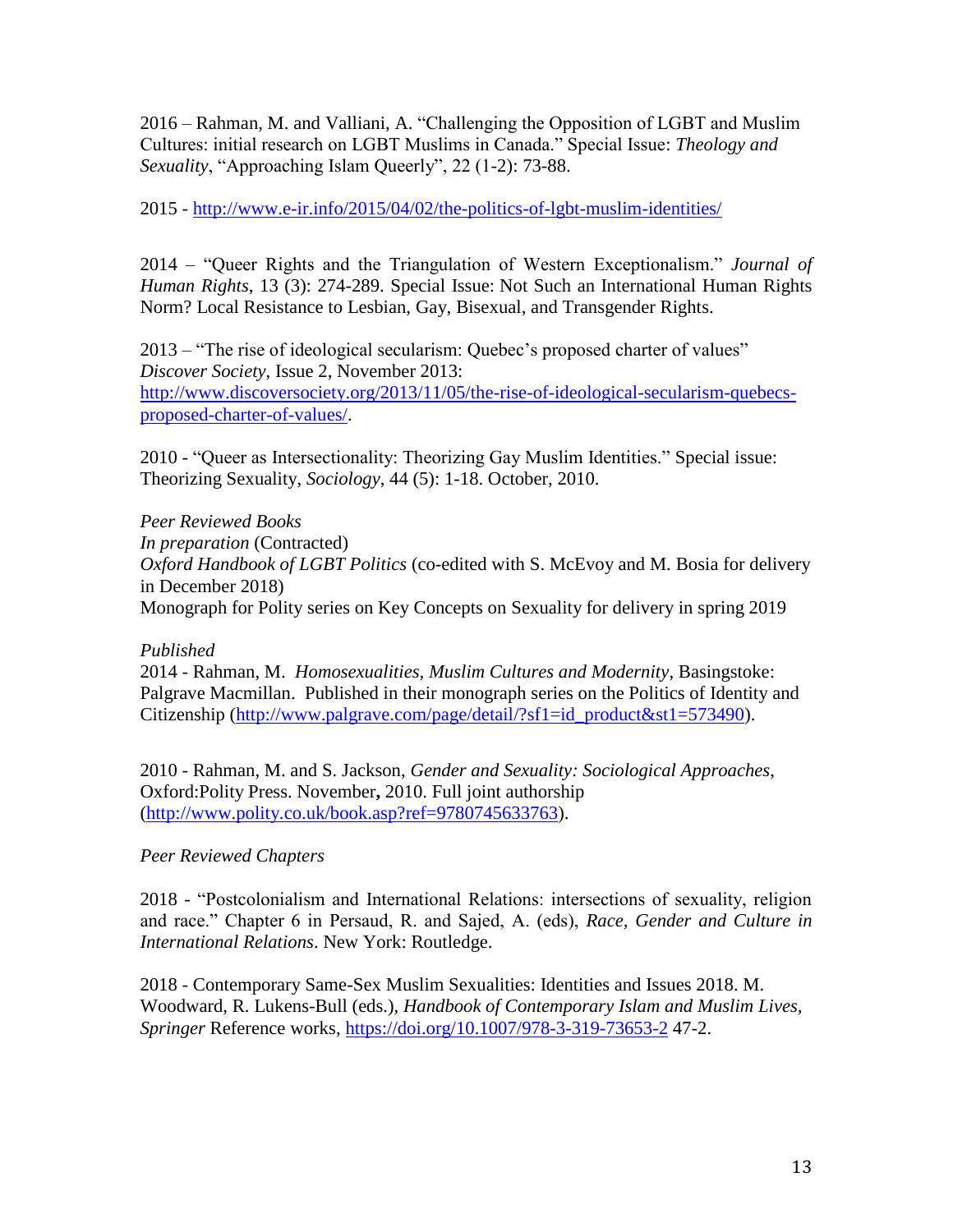2016 – Rahman, M. and Valliani, A. "Challenging the Opposition of LGBT and Muslim Cultures: initial research on LGBT Muslims in Canada." Special Issue: *Theology and Sexuality*, "Approaching Islam Queerly", 22 (1-2): 73-88.

2015 - http://www.e-ir.info/2015/04/02/the-politics-of-lgbt-muslim-identities/

2014 – "Queer Rights and the Triangulation of Western Exceptionalism." *Journal of Human Rights*, 13 (3): 274-289. Special Issue: Not Such an International Human Rights Norm? Local Resistance to Lesbian, Gay, Bisexual, and Transgender Rights.

2013 – "The rise of ideological secularism: Quebec's proposed charter of values" *Discover Society*, Issue 2, November 2013: http://www.discoversociety.org/2013/11/05/the-rise-of-ideological-secularism-quebecs-proposed-charter-of-values/.

2010 - "Queer as Intersectionality: Theorizing Gay Muslim Identities." Special issue: Theorizing Sexuality, *Sociology*, 44 (5): 1-18. October, 2010.

*Peer Reviewed Books*

*In preparation* (Contracted)

*Oxford Handbook of LGBT Politics* (co-edited with S. McEvoy and M. Bosia for delivery in December 2018)

Monograph for Polity series on Key Concepts on Sexuality for delivery in spring 2019

*Published*

2014 - Rahman, M. *Homosexualities, Muslim Cultures and Modernity*, Basingstoke: Palgrave Macmillan. Published in their monograph series on the Politics of Identity and Citizenship (http://www.palgrave.com/page/detail/?sf1=id_product&st1=573490).

2010 - Rahman, M. and S. Jackson, *Gender and Sexuality: Sociological Approaches*, Oxford:Polity Press. November**,** 2010. Full joint authorship (http://www.polity.co.uk/book.asp?ref=9780745633763).

*Peer Reviewed Chapters*

2018 - "Postcolonialism and International Relations: intersections of sexuality, religion and race." Chapter 6 in Persaud, R. and Sajed, A. (eds), *Race, Gender and Culture in International Relations*. New York: Routledge.

2018 - Contemporary Same-Sex Muslim Sexualities: Identities and Issues 2018. M. Woodward, R. Lukens-Bull (eds.), *Handbook of Contemporary Islam and Muslim Lives, Springer* Reference works, https://doi.org/10.1007/978-3-319-73653-2 47-2.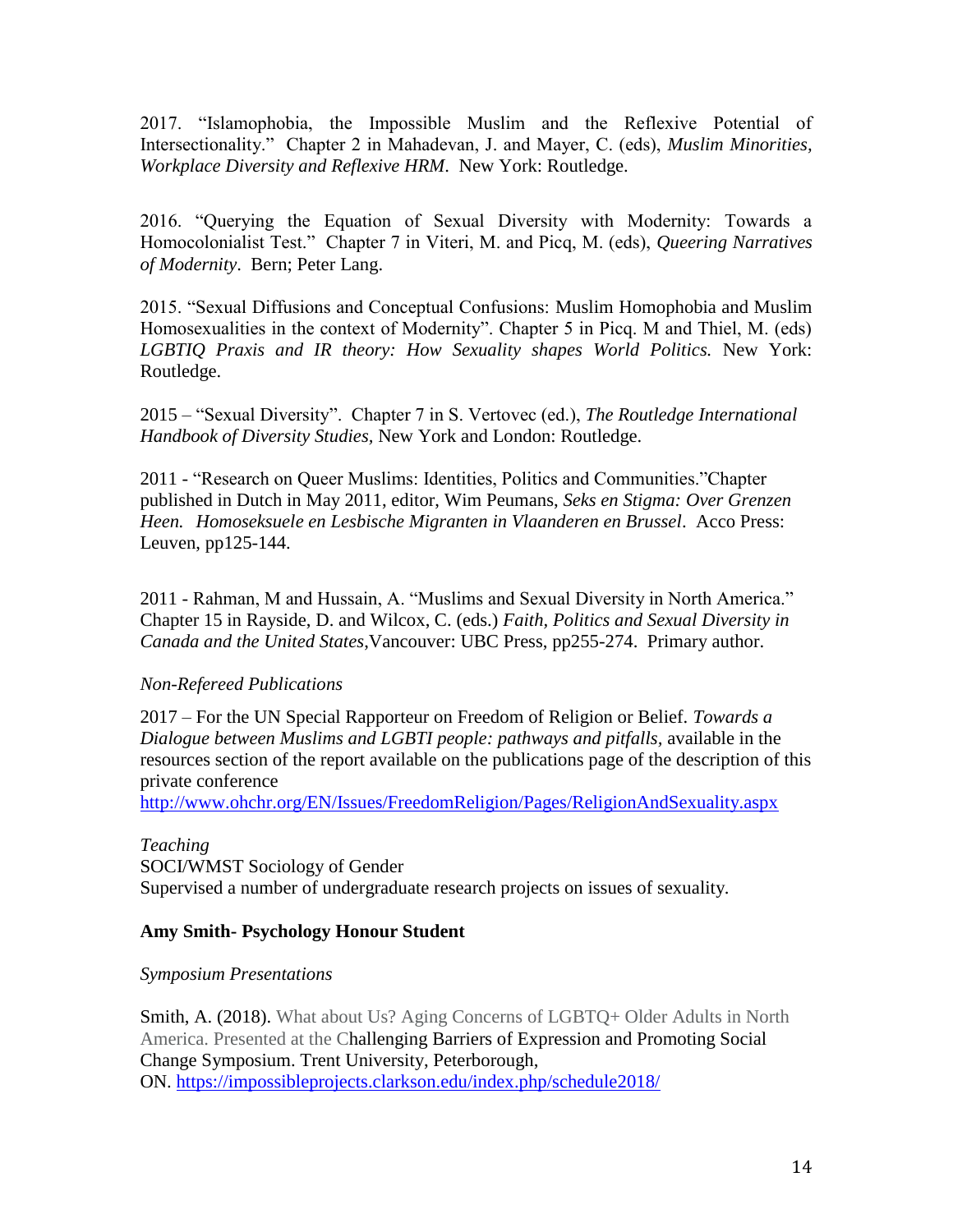2017. "Islamophobia, the Impossible Muslim and the Reflexive Potential of Intersectionality." Chapter 2 in Mahadevan, J. and Mayer, C. (eds), *Muslim Minorities, Workplace Diversity and Reflexive HRM*. New York: Routledge.

2016. "Querying the Equation of Sexual Diversity with Modernity: Towards a Homocolonialist Test." Chapter 7 in Viteri, M. and Picq, M. (eds), *Queering Narratives of Modernity*. Bern; Peter Lang.

2015. "Sexual Diffusions and Conceptual Confusions: Muslim Homophobia and Muslim Homosexualities in the context of Modernity". Chapter 5 in Picq. M and Thiel, M. (eds) *LGBTIQ Praxis and IR theory: How Sexuality shapes World Politics.* New York: Routledge.

2015 – "Sexual Diversity". Chapter 7 in S. Vertovec (ed.), *The Routledge International Handbook of Diversity Studies*, New York and London: Routledge.

2011 - "Research on Queer Muslims: Identities, Politics and Communities."Chapter published in Dutch in May 2011, editor, Wim Peumans, *Seks en Stigma: Over Grenzen Heen. Homoseksuele en Lesbische Migranten in Vlaanderen en Brussel*. Acco Press: Leuven, pp125-144.

2011 - Rahman, M and Hussain, A. "Muslims and Sexual Diversity in North America." Chapter 15 in Rayside, D. and Wilcox, C. (eds.) *Faith, Politics and Sexual Diversity in Canada and the United States*,Vancouver: UBC Press, pp255-274. Primary author.

*Non-Refereed Publications*

2017 – For the UN Special Rapporteur on Freedom of Religion or Belief. *Towards a Dialogue between Muslims and LGBTI people: pathways and pitfalls,* available in the resources section of the report available on the publications page of the description of this private conference http://www.ohchr.org/EN/Issues/FreedomReligion/Pages/ReligionAndSexuality.aspx

*Teaching*
SOCI/WMST Sociology of Gender
Supervised a number of undergraduate research projects on issues of sexuality.

**Amy Smith- Psychology Honour Student**

*Symposium Presentations*

Smith, A. (2018). What about Us? Aging Concerns of LGBTQ+ Older Adults in North America. Presented at the Challenging Barriers of Expression and Promoting Social Change Symposium. Trent University, Peterborough, ON. https://impossibleprojects.clarkson.edu/index.php/schedule2018/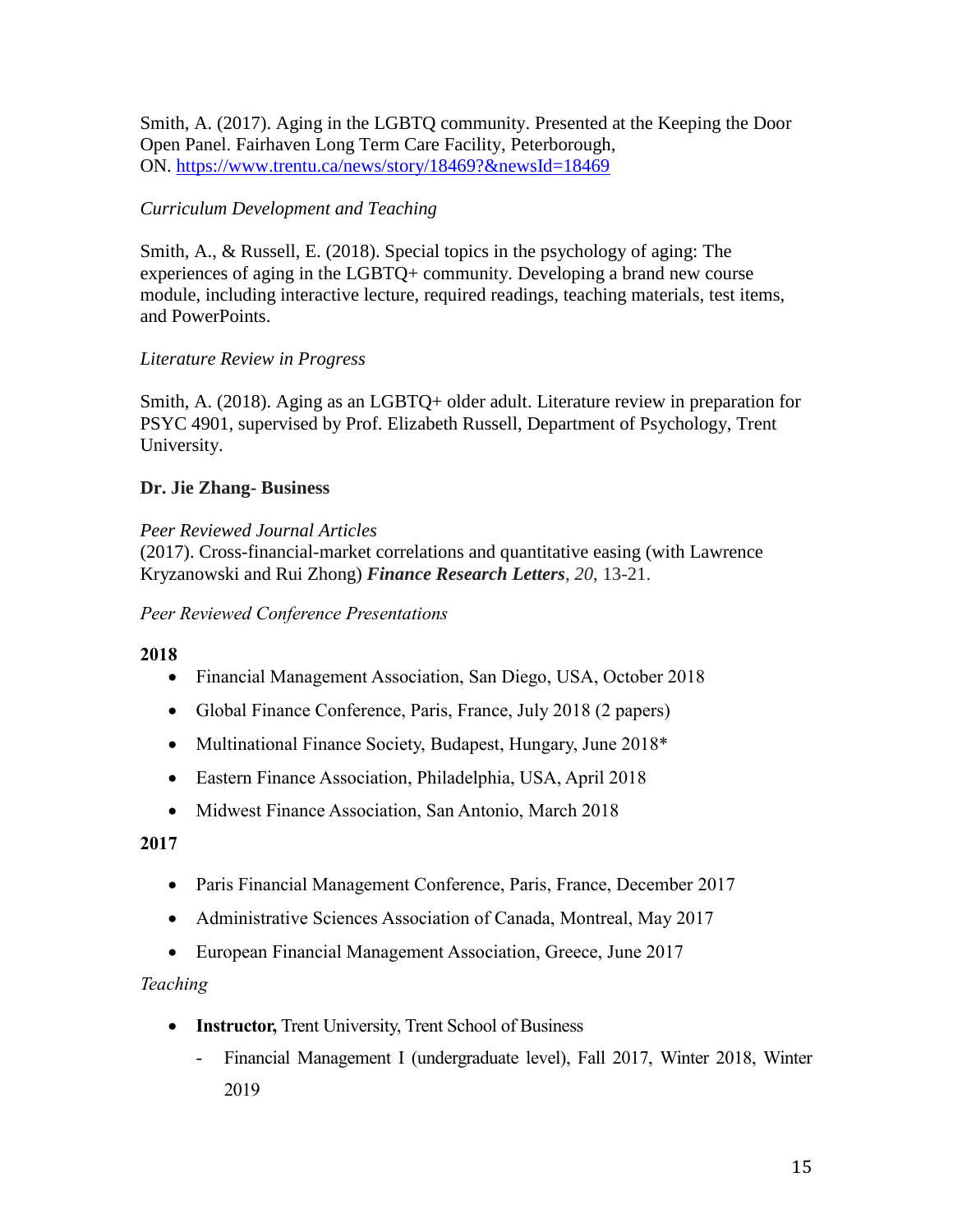Smith, A. (2017). Aging in the LGBTQ community. Presented at the Keeping the Door Open Panel. Fairhaven Long Term Care Facility, Peterborough, ON. https://www.trentu.ca/news/story/18469?&newsId=18469

*Curriculum Development and Teaching*

Smith, A., & Russell, E. (2018). Special topics in the psychology of aging: The experiences of aging in the LGBTQ+ community. Developing a brand new course module, including interactive lecture, required readings, teaching materials, test items, and PowerPoints.

*Literature Review in Progress*

Smith, A. (2018). Aging as an LGBTQ+ older adult. Literature review in preparation for PSYC 4901, supervised by Prof. Elizabeth Russell, Department of Psychology, Trent University.

**Dr. Jie Zhang- Business**

*Peer Reviewed Journal Articles*

(2017). Cross-financial-market correlations and quantitative easing (with Lawrence Kryzanowski and Rui Zhong) ***Finance Research Letters***, *20*, 13-21.

*Peer Reviewed Conference Presentations*

**2018**

- Financial Management Association, San Diego, USA, October 2018
- Global Finance Conference, Paris, France, July 2018 (2 papers)
- Multinational Finance Society, Budapest, Hungary, June 2018*
- Eastern Finance Association, Philadelphia, USA, April 2018
- Midwest Finance Association, San Antonio, March 2018

**2017**

- Paris Financial Management Conference, Paris, France, December 2017
- Administrative Sciences Association of Canada, Montreal, May 2017
- European Financial Management Association, Greece, June 2017

*Teaching*

- **Instructor,** Trent University, Trent School of Business
  - Financial Management I (undergraduate level), Fall 2017, Winter 2018, Winter 2019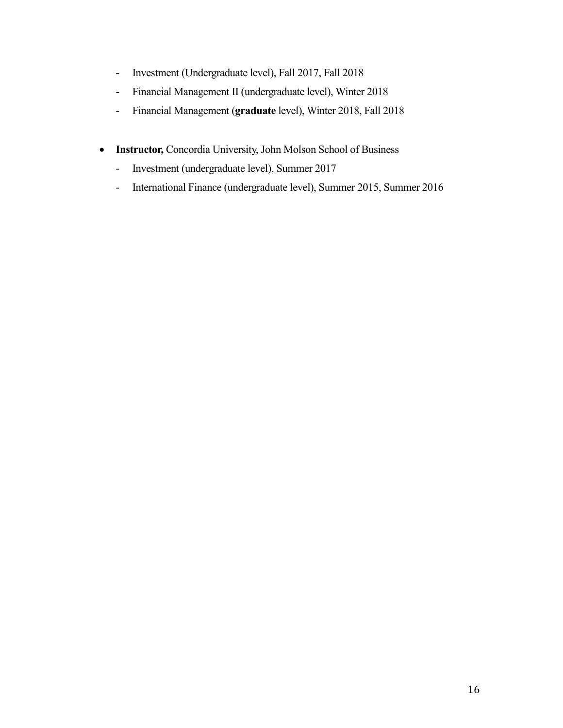- Investment (Undergraduate level), Fall 2017, Fall 2018
- Financial Management II (undergraduate level), Winter 2018
- Financial Management (**graduate** level), Winter 2018, Fall 2018

- **Instructor,** Concordia University, John Molson School of Business
  - Investment (undergraduate level), Summer 2017
  - International Finance (undergraduate level), Summer 2015, Summer 2016